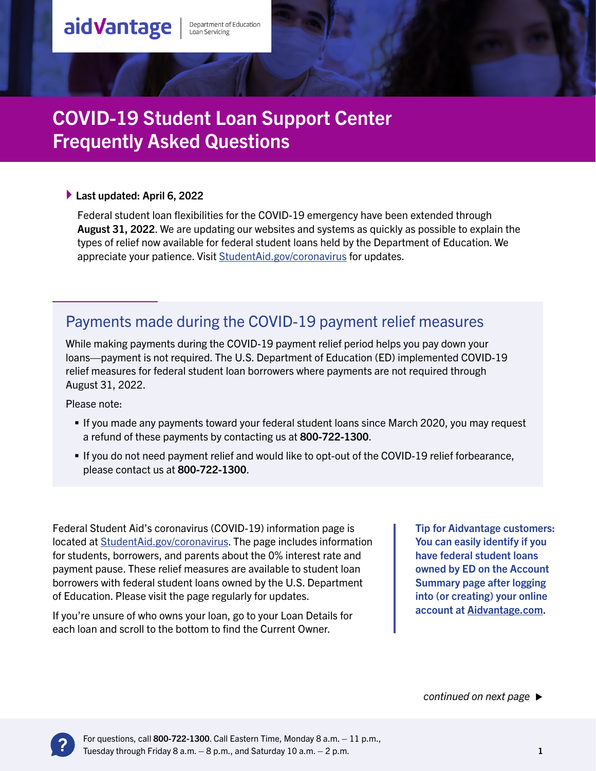aidvantage | Department of Education Loan Servicing

# COVID-19 Student Loan Support Center Frequently Asked Questions

**Last updated: April 6, 2022**

Federal student loan flexibilities for the COVID-19 emergency have been extended through **August 31, 2022**. We are updating our websites and systems as quickly as possible to explain the types of relief now available for federal student loans held by the Department of Education. We appreciate your patience. Visit StudentAid.gov/coronavirus for updates.

## Payments made during the COVID-19 payment relief measures

While making payments during the COVID-19 payment relief period helps you pay down your loans—payment is not required. The U.S. Department of Education (ED) implemented COVID-19 relief measures for federal student loan borrowers where payments are not required through August 31, 2022.

Please note:

- If you made any payments toward your federal student loans since March 2020, you may request a refund of these payments by contacting us at **800-722-1300**.
- If you do not need payment relief and would like to opt-out of the COVID-19 relief forbearance, please contact us at **800-722-1300**.

Federal Student Aid's coronavirus (COVID-19) information page is located at StudentAid.gov/coronavirus. The page includes information for students, borrowers, and parents about the 0% interest rate and payment pause. These relief measures are available to student loan borrowers with federal student loans owned by the U.S. Department of Education. Please visit the page regularly for updates.

If you're unsure of who owns your loan, go to your Loan Details for each loan and scroll to the bottom to find the Current Owner.

**Tip for Aidvantage customers: You can easily identify if you have federal student loans owned by ED on the Account Summary page after logging into (or creating) your online account at Aidvantage.com.**

*continued on next page* ▶

For questions, call **800-722-1300**. Call Eastern Time, Monday 8 a.m. – 11 p.m., Tuesday through Friday 8 a.m. – 8 p.m., and Saturday 10 a.m. – 2 p.m.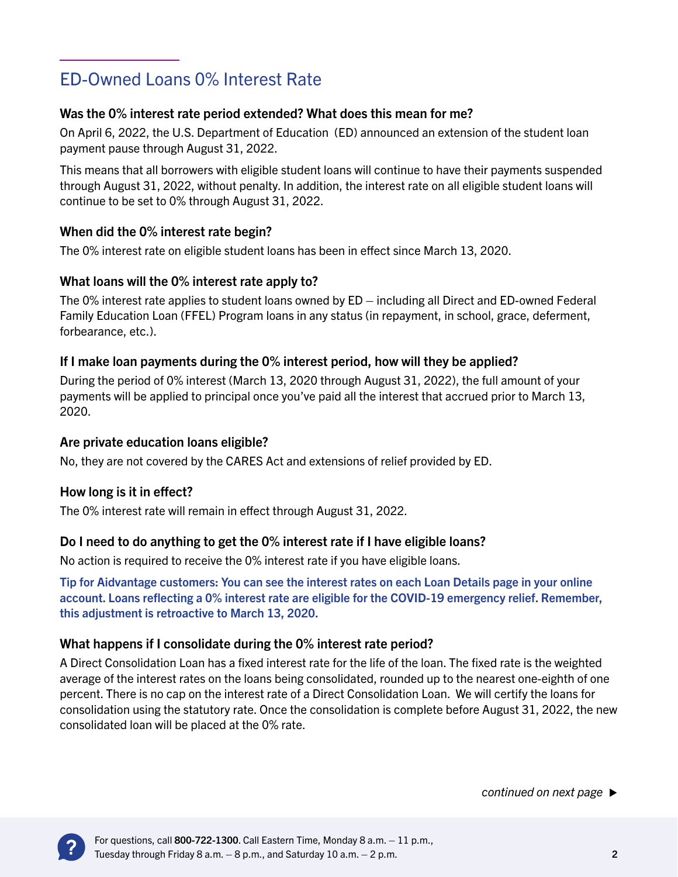## ED-Owned Loans 0% Interest Rate

### Was the 0% interest rate period extended? What does this mean for me?

On April 6, 2022, the U.S. Department of Education (ED) announced an extension of the student loan payment pause through August 31, 2022.

This means that all borrowers with eligible student loans will continue to have their payments suspended through August 31, 2022, without penalty. In addition, the interest rate on all eligible student loans will continue to be set to 0% through August 31, 2022.

### When did the 0% interest rate begin?

The 0% interest rate on eligible student loans has been in effect since March 13, 2020.

### What loans will the 0% interest rate apply to?

The 0% interest rate applies to student loans owned by ED – including all Direct and ED-owned Federal Family Education Loan (FFEL) Program loans in any status (in repayment, in school, grace, deferment, forbearance, etc.).

### If I make loan payments during the 0% interest period, how will they be applied?

During the period of 0% interest (March 13, 2020 through August 31, 2022), the full amount of your payments will be applied to principal once you've paid all the interest that accrued prior to March 13, 2020.

### Are private education loans eligible?

No, they are not covered by the CARES Act and extensions of relief provided by ED.

### How long is it in effect?

The 0% interest rate will remain in effect through August 31, 2022.

### Do I need to do anything to get the 0% interest rate if I have eligible loans?

No action is required to receive the 0% interest rate if you have eligible loans.

**Tip for Aidvantage customers: You can see the interest rates on each Loan Details page in your online account. Loans reflecting a 0% interest rate are eligible for the COVID-19 emergency relief. Remember, this adjustment is retroactive to March 13, 2020.**

### What happens if I consolidate during the 0% interest rate period?

A Direct Consolidation Loan has a fixed interest rate for the life of the loan. The fixed rate is the weighted average of the interest rates on the loans being consolidated, rounded up to the nearest one-eighth of one percent. There is no cap on the interest rate of a Direct Consolidation Loan. We will certify the loans for consolidation using the statutory rate. Once the consolidation is complete before August 31, 2022, the new consolidated loan will be placed at the 0% rate.

*continued on next page* ▶

For questions, call **800-722-1300**. Call Eastern Time, Monday 8 a.m. – 11 p.m., Tuesday through Friday 8 a.m. – 8 p.m., and Saturday 10 a.m. – 2 p.m.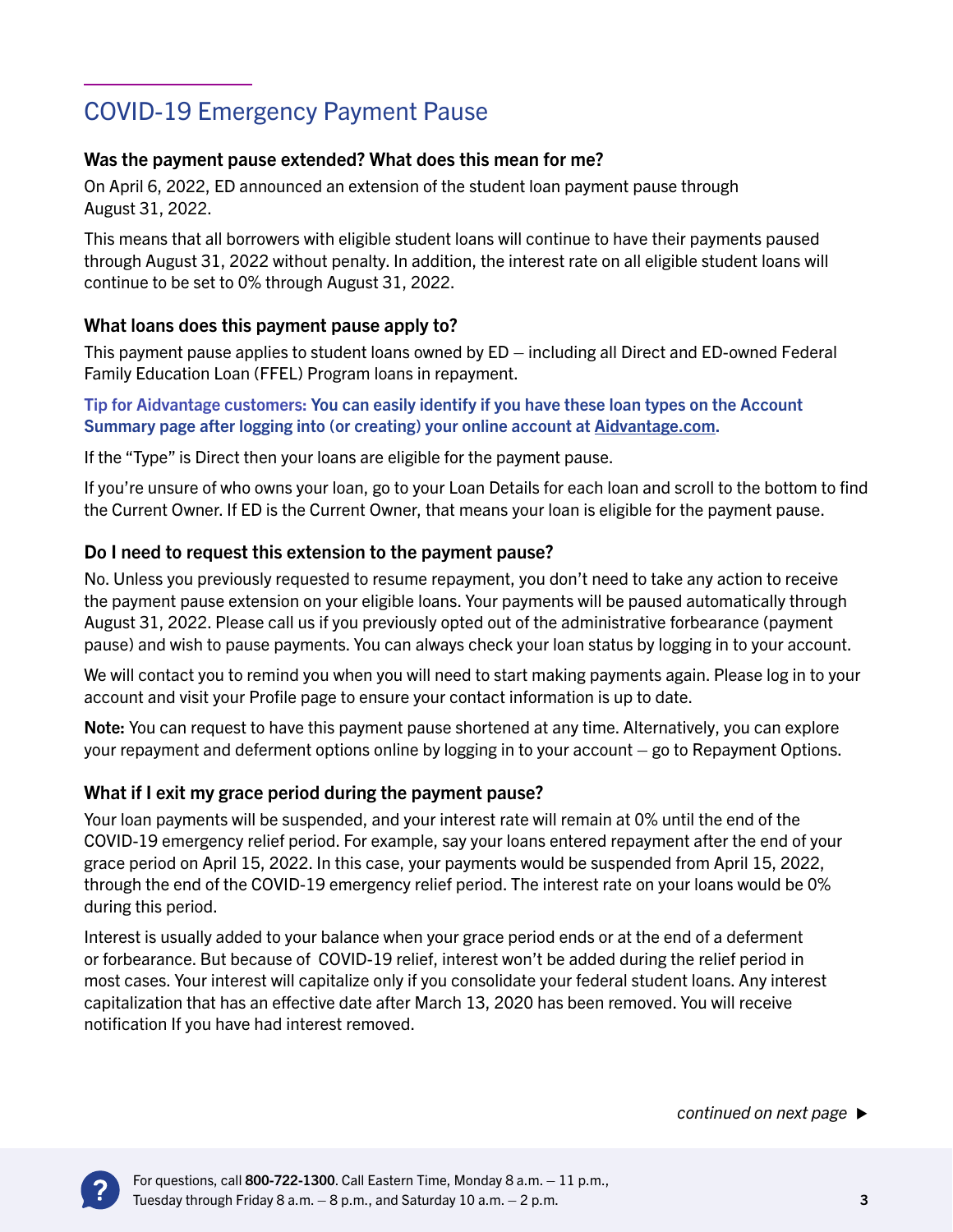## COVID-19 Emergency Payment Pause

### Was the payment pause extended? What does this mean for me?

On April 6, 2022, ED announced an extension of the student loan payment pause through August 31, 2022.

This means that all borrowers with eligible student loans will continue to have their payments paused through August 31, 2022 without penalty. In addition, the interest rate on all eligible student loans will continue to be set to 0% through August 31, 2022.

### What loans does this payment pause apply to?

This payment pause applies to student loans owned by ED – including all Direct and ED-owned Federal Family Education Loan (FFEL) Program loans in repayment.

**Tip for Aidvantage customers: You can easily identify if you have these loan types on the Account Summary page after logging into (or creating) your online account at Aidvantage.com.**

If the "Type" is Direct then your loans are eligible for the payment pause.

If you're unsure of who owns your loan, go to your Loan Details for each loan and scroll to the bottom to find the Current Owner. If ED is the Current Owner, that means your loan is eligible for the payment pause.

### Do I need to request this extension to the payment pause?

No. Unless you previously requested to resume repayment, you don't need to take any action to receive the payment pause extension on your eligible loans. Your payments will be paused automatically through August 31, 2022. Please call us if you previously opted out of the administrative forbearance (payment pause) and wish to pause payments. You can always check your loan status by logging in to your account.

We will contact you to remind you when you will need to start making payments again. Please log in to your account and visit your Profile page to ensure your contact information is up to date.

**Note:** You can request to have this payment pause shortened at any time. Alternatively, you can explore your repayment and deferment options online by logging in to your account – go to Repayment Options.

### What if I exit my grace period during the payment pause?

Your loan payments will be suspended, and your interest rate will remain at 0% until the end of the COVID-19 emergency relief period. For example, say your loans entered repayment after the end of your grace period on April 15, 2022. In this case, your payments would be suspended from April 15, 2022, through the end of the COVID-19 emergency relief period. The interest rate on your loans would be 0% during this period.

Interest is usually added to your balance when your grace period ends or at the end of a deferment or forbearance. But because of COVID-19 relief, interest won't be added during the relief period in most cases. Your interest will capitalize only if you consolidate your federal student loans. Any interest capitalization that has an effective date after March 13, 2020 has been removed. You will receive notification If you have had interest removed.

*continued on next page* ▶

For questions, call **800-722-1300**. Call Eastern Time, Monday 8 a.m. – 11 p.m., Tuesday through Friday 8 a.m. – 8 p.m., and Saturday 10 a.m. – 2 p.m.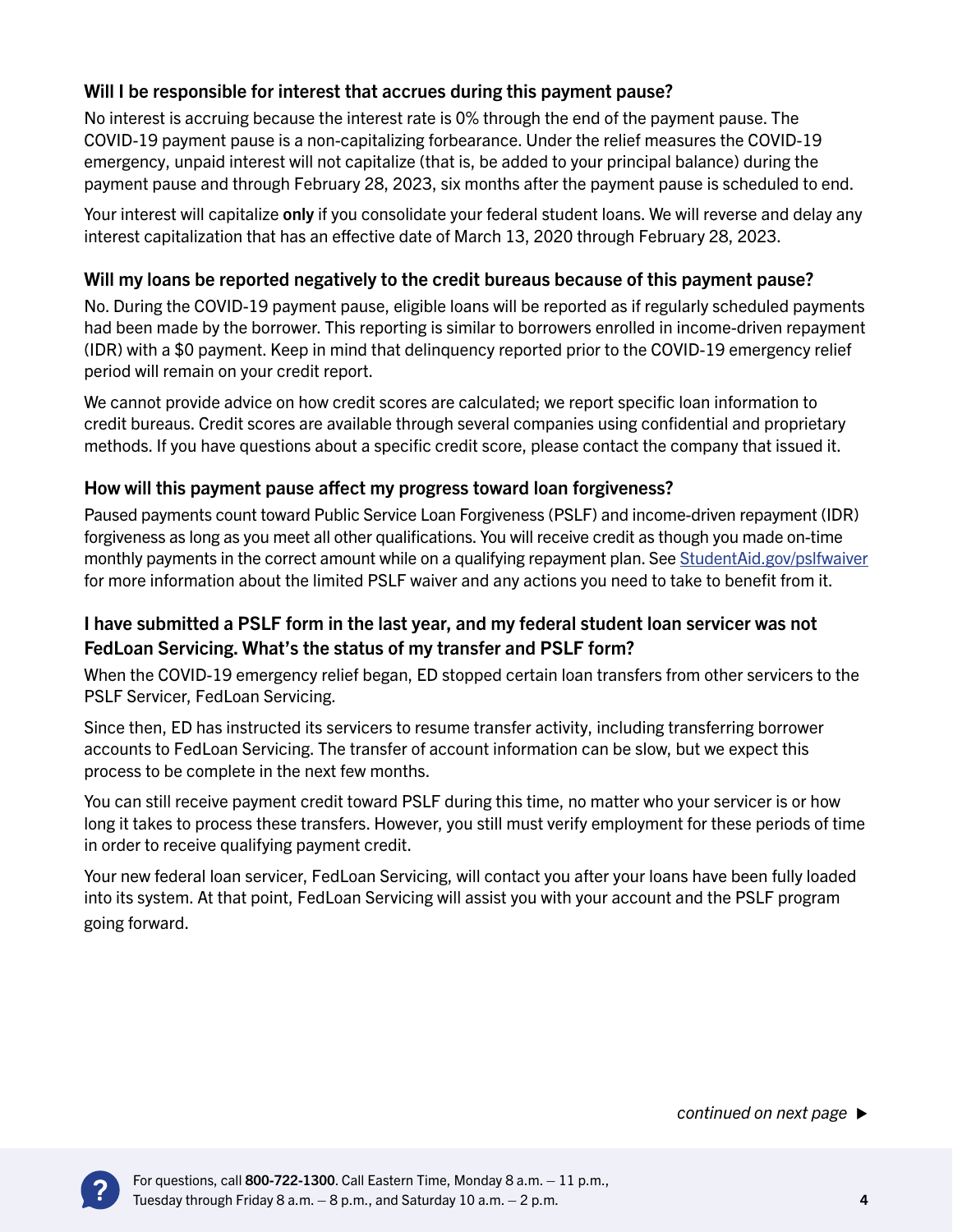### Will I be responsible for interest that accrues during this payment pause?

No interest is accruing because the interest rate is 0% through the end of the payment pause. The COVID-19 payment pause is a non-capitalizing forbearance. Under the relief measures the COVID-19 emergency, unpaid interest will not capitalize (that is, be added to your principal balance) during the payment pause and through February 28, 2023, six months after the payment pause is scheduled to end.

Your interest will capitalize **only** if you consolidate your federal student loans. We will reverse and delay any interest capitalization that has an effective date of March 13, 2020 through February 28, 2023.

### Will my loans be reported negatively to the credit bureaus because of this payment pause?

No. During the COVID-19 payment pause, eligible loans will be reported as if regularly scheduled payments had been made by the borrower. This reporting is similar to borrowers enrolled in income-driven repayment (IDR) with a $0 payment. Keep in mind that delinquency reported prior to the COVID-19 emergency relief period will remain on your credit report.

We cannot provide advice on how credit scores are calculated; we report specific loan information to credit bureaus. Credit scores are available through several companies using confidential and proprietary methods. If you have questions about a specific credit score, please contact the company that issued it.

### How will this payment pause affect my progress toward loan forgiveness?

Paused payments count toward Public Service Loan Forgiveness (PSLF) and income-driven repayment (IDR) forgiveness as long as you meet all other qualifications. You will receive credit as though you made on-time monthly payments in the correct amount while on a qualifying repayment plan. See [StudentAid.gov/pslfwaiver](StudentAid.gov/pslfwaiver) for more information about the limited PSLF waiver and any actions you need to take to benefit from it.

### I have submitted a PSLF form in the last year, and my federal student loan servicer was not FedLoan Servicing. What's the status of my transfer and PSLF form?

When the COVID-19 emergency relief began, ED stopped certain loan transfers from other servicers to the PSLF Servicer, FedLoan Servicing.

Since then, ED has instructed its servicers to resume transfer activity, including transferring borrower accounts to FedLoan Servicing. The transfer of account information can be slow, but we expect this process to be complete in the next few months.

You can still receive payment credit toward PSLF during this time, no matter who your servicer is or how long it takes to process these transfers. However, you still must verify employment for these periods of time in order to receive qualifying payment credit.

Your new federal loan servicer, FedLoan Servicing, will contact you after your loans have been fully loaded into its system. At that point, FedLoan Servicing will assist you with your account and the PSLF program going forward.

*continued on next page* ▶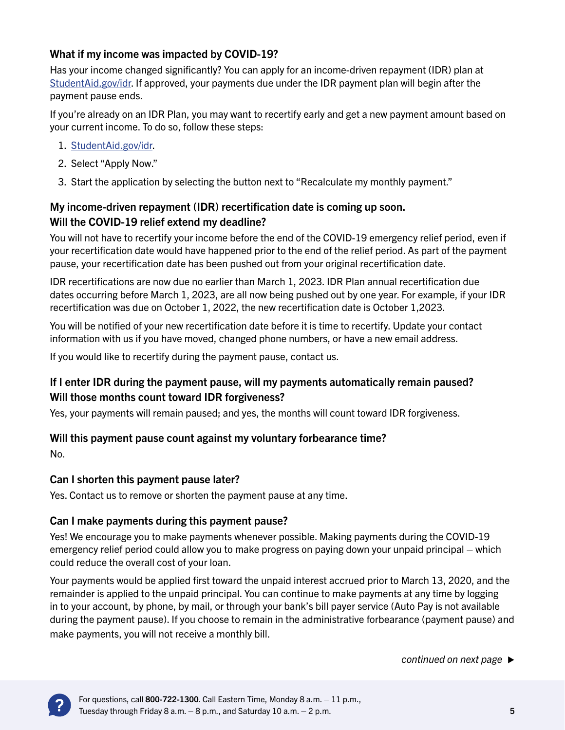### What if my income was impacted by COVID-19?

Has your income changed significantly? You can apply for an income-driven repayment (IDR) plan at StudentAid.gov/idr. If approved, your payments due under the IDR payment plan will begin after the payment pause ends.

If you're already on an IDR Plan, you may want to recertify early and get a new payment amount based on your current income. To do so, follow these steps:

1. StudentAid.gov/idr.
2. Select "Apply Now."
3. Start the application by selecting the button next to "Recalculate my monthly payment."

### My income-driven repayment (IDR) recertification date is coming up soon. Will the COVID-19 relief extend my deadline?

You will not have to recertify your income before the end of the COVID-19 emergency relief period, even if your recertification date would have happened prior to the end of the relief period. As part of the payment pause, your recertification date has been pushed out from your original recertification date.

IDR recertifications are now due no earlier than March 1, 2023. IDR Plan annual recertification due dates occurring before March 1, 2023, are all now being pushed out by one year. For example, if your IDR recertification was due on October 1, 2022, the new recertification date is October 1,2023.

You will be notified of your new recertification date before it is time to recertify. Update your contact information with us if you have moved, changed phone numbers, or have a new email address.

If you would like to recertify during the payment pause, contact us.

### If I enter IDR during the payment pause, will my payments automatically remain paused? Will those months count toward IDR forgiveness?

Yes, your payments will remain paused; and yes, the months will count toward IDR forgiveness.

### Will this payment pause count against my voluntary forbearance time?

No.

### Can I shorten this payment pause later?

Yes. Contact us to remove or shorten the payment pause at any time.

### Can I make payments during this payment pause?

Yes! We encourage you to make payments whenever possible. Making payments during the COVID-19 emergency relief period could allow you to make progress on paying down your unpaid principal – which could reduce the overall cost of your loan.

Your payments would be applied first toward the unpaid interest accrued prior to March 13, 2020, and the remainder is applied to the unpaid principal. You can continue to make payments at any time by logging in to your account, by phone, by mail, or through your bank's bill payer service (Auto Pay is not available during the payment pause). If you choose to remain in the administrative forbearance (payment pause) and make payments, you will not receive a monthly bill.

*continued on next page* ▶

For questions, call **800-722-1300**. Call Eastern Time, Monday 8 a.m. – 11 p.m., Tuesday through Friday 8 a.m. – 8 p.m., and Saturday 10 a.m. – 2 p.m.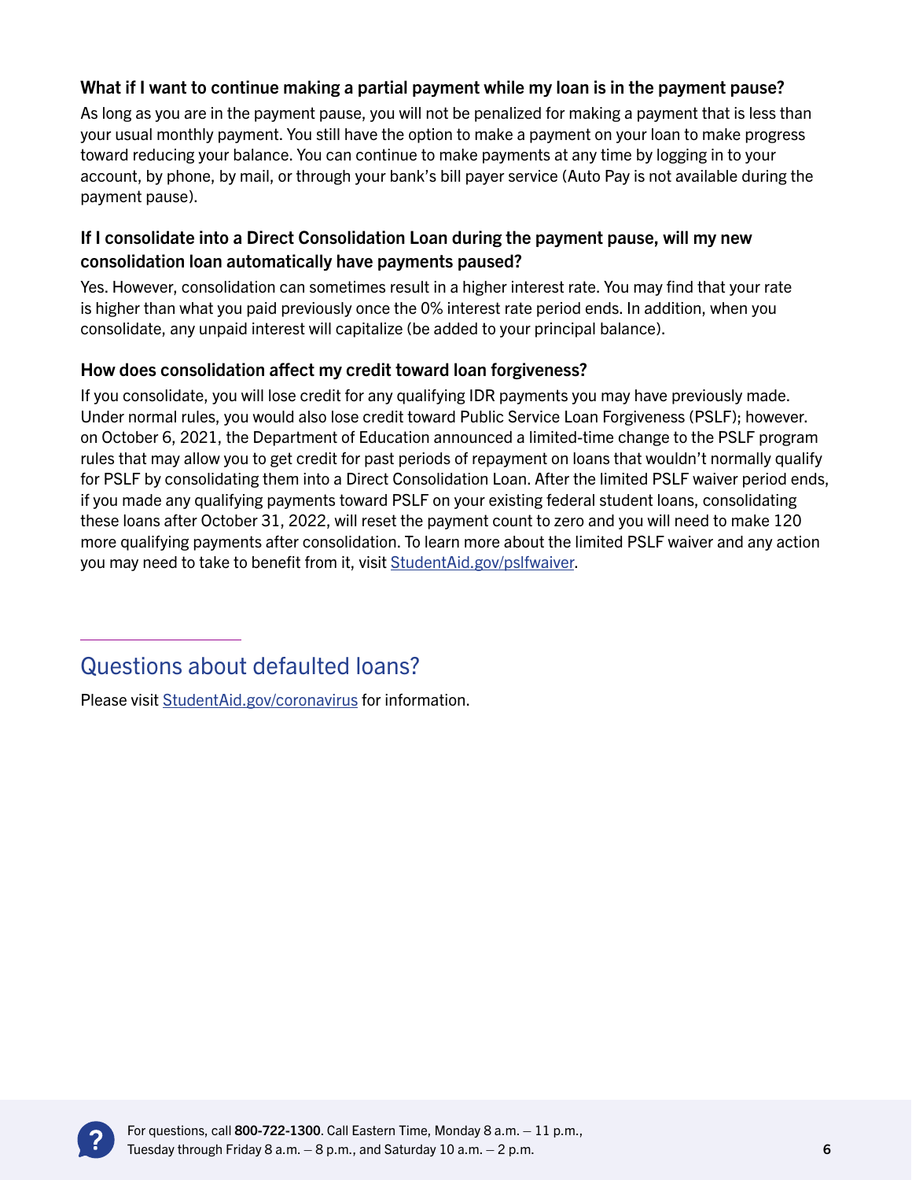### What if I want to continue making a partial payment while my loan is in the payment pause?

As long as you are in the payment pause, you will not be penalized for making a payment that is less than your usual monthly payment. You still have the option to make a payment on your loan to make progress toward reducing your balance. You can continue to make payments at any time by logging in to your account, by phone, by mail, or through your bank's bill payer service (Auto Pay is not available during the payment pause).

### If I consolidate into a Direct Consolidation Loan during the payment pause, will my new consolidation loan automatically have payments paused?

Yes. However, consolidation can sometimes result in a higher interest rate. You may find that your rate is higher than what you paid previously once the 0% interest rate period ends. In addition, when you consolidate, any unpaid interest will capitalize (be added to your principal balance).

### How does consolidation affect my credit toward loan forgiveness?

If you consolidate, you will lose credit for any qualifying IDR payments you may have previously made. Under normal rules, you would also lose credit toward Public Service Loan Forgiveness (PSLF); however. on October 6, 2021, the Department of Education announced a limited-time change to the PSLF program rules that may allow you to get credit for past periods of repayment on loans that wouldn't normally qualify for PSLF by consolidating them into a Direct Consolidation Loan. After the limited PSLF waiver period ends, if you made any qualifying payments toward PSLF on your existing federal student loans, consolidating these loans after October 31, 2022, will reset the payment count to zero and you will need to make 120 more qualifying payments after consolidation. To learn more about the limited PSLF waiver and any action you may need to take to benefit from it, visit [StudentAid.gov/pslfwaiver](https://StudentAid.gov/pslfwaiver).

## Questions about defaulted loans?

Please visit [StudentAid.gov/coronavirus](https://StudentAid.gov/coronavirus) for information.

For questions, call **800-722-1300**. Call Eastern Time, Monday 8 a.m. – 11 p.m., Tuesday through Friday 8 a.m. – 8 p.m., and Saturday 10 a.m. – 2 p.m.